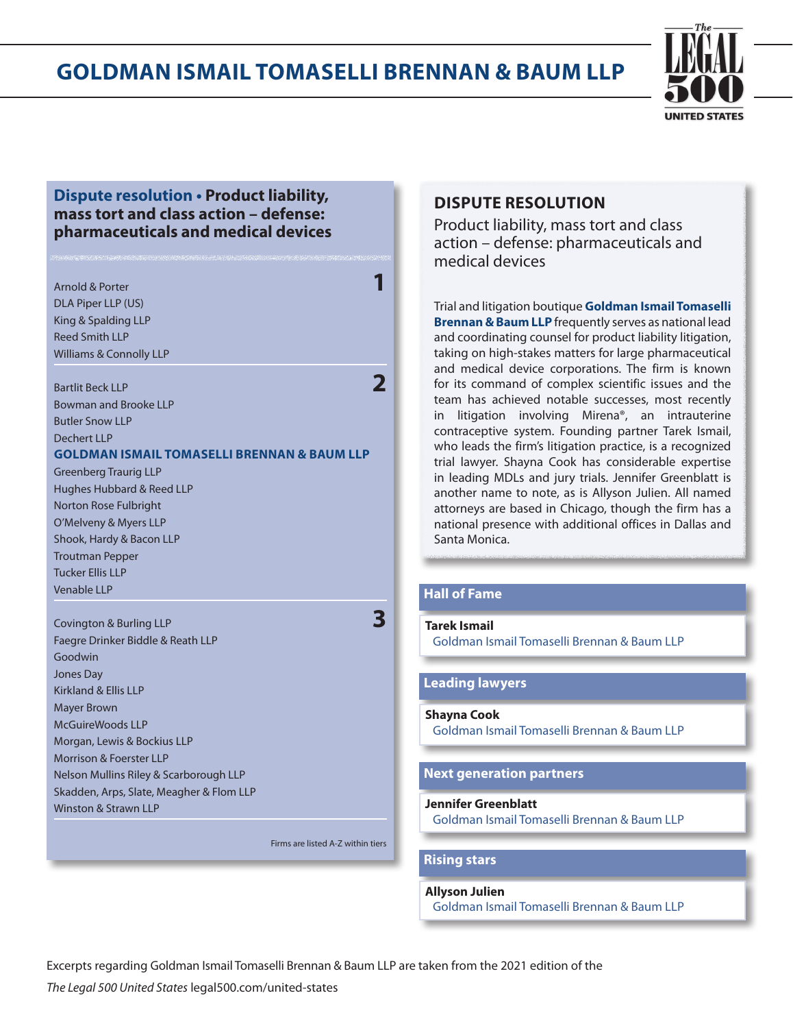# GOLDMAN ISMAIL TOMASELLI BRENNAN & BAUM LLP

## Dispute resolution • Product liability, mass tort and class action – defense: pharmaceuticals and medical devices

**1**

- Arnold & Porter
- DLA Piper LLP (US)
- King & Spalding LLP
- Reed Smith LLP
- Williams & Connolly LLP

**2**

- Bartlit Beck LLP
- Bowman and Brooke LLP
- Butler Snow LLP
- Dechert LLP
- **GOLDMAN ISMAIL TOMASELLI BRENNAN & BAUM LLP**
- Greenberg Traurig LLP
- Hughes Hubbard & Reed LLP
- Norton Rose Fulbright
- O'Melveny & Myers LLP
- Shook, Hardy & Bacon LLP
- Troutman Pepper
- Tucker Ellis LLP
- Venable LLP

**3**

- Covington & Burling LLP
- Faegre Drinker Biddle & Reath LLP
- Goodwin
- Jones Day
- Kirkland & Ellis LLP
- Mayer Brown
- McGuireWoods LLP
- Morgan, Lewis & Bockius LLP
- Morrison & Foerster LLP
- Nelson Mullins Riley & Scarborough LLP
- Skadden, Arps, Slate, Meagher & Flom LLP
- Winston & Strawn LLP

Firms are listed A-Z within tiers

## DISPUTE RESOLUTION

### Product liability, mass tort and class action – defense: pharmaceuticals and medical devices

Trial and litigation boutique **Goldman Ismail Tomaselli Brennan & Baum LLP** frequently serves as national lead and coordinating counsel for product liability litigation, taking on high-stakes matters for large pharmaceutical and medical device corporations. The firm is known for its command of complex scientific issues and the team has achieved notable successes, most recently in litigation involving Mirena®, an intrauterine contraceptive system. Founding partner Tarek Ismail, who leads the firm's litigation practice, is a recognized trial lawyer. Shayna Cook has considerable expertise in leading MDLs and jury trials. Jennifer Greenblatt is another name to note, as is Allyson Julien. All named attorneys are based in Chicago, though the firm has a national presence with additional offices in Dallas and Santa Monica.

### Hall of Fame

**Tarek Ismail**
Goldman Ismail Tomaselli Brennan & Baum LLP

### Leading lawyers

**Shayna Cook**
Goldman Ismail Tomaselli Brennan & Baum LLP

### Next generation partners

**Jennifer Greenblatt**
Goldman Ismail Tomaselli Brennan & Baum LLP

### Rising stars

**Allyson Julien**
Goldman Ismail Tomaselli Brennan & Baum LLP

Excerpts regarding Goldman Ismail Tomaselli Brennan & Baum LLP are taken from the 2021 edition of the *The Legal 500 United States* legal500.com/united-states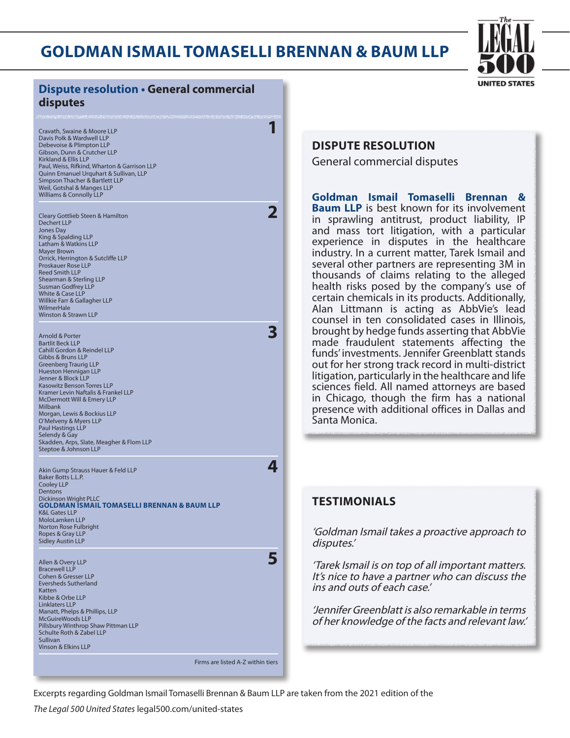# GOLDMAN ISMAIL TOMASELLI BRENNAN & BAUM LLP

## Dispute resolution • General commercial disputes

**1**

Cravath, Swaine & Moore LLP
Davis Polk & Wardwell LLP
Debevoise & Plimpton LLP
Gibson, Dunn & Crutcher LLP
Kirkland & Ellis LLP
Paul, Weiss, Rifkind, Wharton & Garrison LLP
Quinn Emanuel Urquhart & Sullivan, LLP
Simpson Thacher & Bartlett LLP
Weil, Gotshal & Manges LLP
Williams & Connolly LLP

**2**

Cleary Gottlieb Steen & Hamilton
Dechert LLP
Jones Day
King & Spalding LLP
Latham & Watkins LLP
Mayer Brown
Orrick, Herrington & Sutcliffe LLP
Proskauer Rose LLP
Reed Smith LLP
Shearman & Sterling LLP
Susman Godfrey LLP
White & Case LLP
Willkie Farr & Gallagher LLP
WilmerHale
Winston & Strawn LLP

**3**

Arnold & Porter
Bartlit Beck LLP
Cahill Gordon & Reindel LLP
Gibbs & Bruns LLP
Greenberg Traurig LLP
Hueston Hennigan LLP
Jenner & Block LLP
Kasowitz Benson Torres LLP
Kramer Levin Naftalis & Frankel LLP
McDermott Will & Emery LLP
Milbank
Morgan, Lewis & Bockius LLP
O'Melveny & Myers LLP
Paul Hastings LLP
Selendy & Gay
Skadden, Arps, Slate, Meagher & Flom LLP
Steptoe & Johnson LLP

**4**

Akin Gump Strauss Hauer & Feld LLP
Baker Botts L.L.P.
Cooley LLP
Dentons
Dickinson Wright PLLC
**GOLDMAN ISMAIL TOMASELLI BRENNAN & BAUM LLP**
K&L Gates LLP
MoloLamken LLP
Norton Rose Fulbright
Ropes & Gray LLP
Sidley Austin LLP

**5**

Allen & Overy LLP
Bracewell LLP
Cohen & Gresser LLP
Eversheds Sutherland
Katten
Kibbe & Orbe LLP
Linklaters LLP
Manatt, Phelps & Phillips, LLP
McGuireWoods LLP
Pillsbury Winthrop Shaw Pittman LLP
Schulte Roth & Zabel LLP
Sullivan
Vinson & Elkins LLP

Firms are listed A-Z within tiers

## DISPUTE RESOLUTION

General commercial disputes

**Goldman Ismail Tomaselli Brennan & Baum LLP** is best known for its involvement in sprawling antitrust, product liability, IP and mass tort litigation, with a particular experience in disputes in the healthcare industry. In a current matter, Tarek Ismail and several other partners are representing 3M in thousands of claims relating to the alleged health risks posed by the company's use of certain chemicals in its products. Additionally, Alan Littmann is acting as AbbVie's lead counsel in ten consolidated cases in Illinois, brought by hedge funds asserting that AbbVie made fraudulent statements affecting the funds' investments. Jennifer Greenblatt stands out for her strong track record in multi-district litigation, particularly in the healthcare and life sciences field. All named attorneys are based in Chicago, though the firm has a national presence with additional offices in Dallas and Santa Monica.

## TESTIMONIALS

*'Goldman Ismail takes a proactive approach to disputes.'*

*'Tarek Ismail is on top of all important matters. It's nice to have a partner who can discuss the ins and outs of each case.'*

*'Jennifer Greenblatt is also remarkable in terms of her knowledge of the facts and relevant law.'*

Excerpts regarding Goldman Ismail Tomaselli Brennan & Baum LLP are taken from the 2021 edition of the *The Legal 500 United States* legal500.com/united-states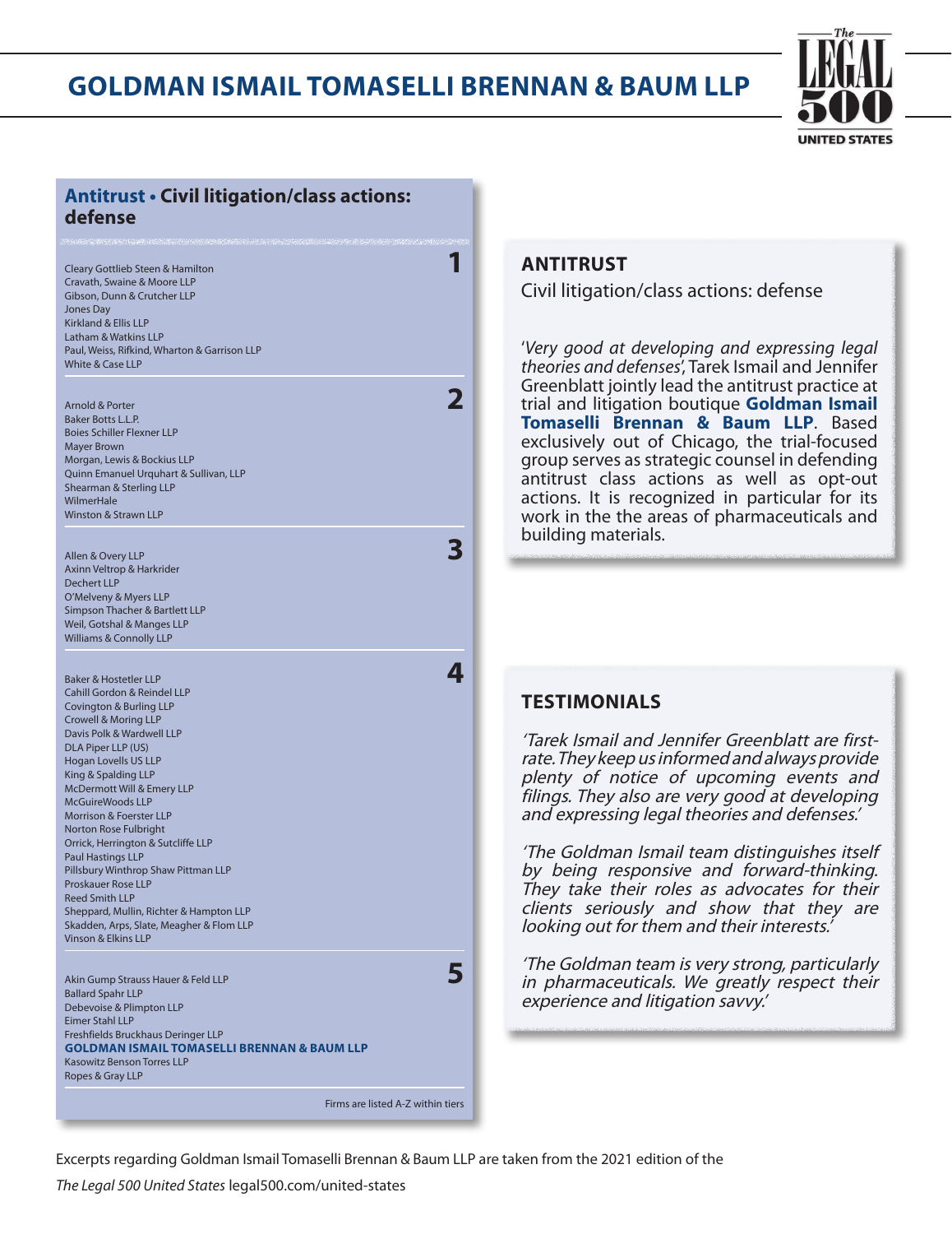# GOLDMAN ISMAIL TOMASELLI BRENNAN & BAUM LLP

## Antitrust • Civil litigation/class actions: defense

**1**

Cleary Gottlieb Steen & Hamilton
Cravath, Swaine & Moore LLP
Gibson, Dunn & Crutcher LLP
Jones Day
Kirkland & Ellis LLP
Latham & Watkins LLP
Paul, Weiss, Rifkind, Wharton & Garrison LLP
White & Case LLP

**2**

Arnold & Porter
Baker Botts L.L.P.
Boies Schiller Flexner LLP
Mayer Brown
Morgan, Lewis & Bockius LLP
Quinn Emanuel Urquhart & Sullivan, LLP
Shearman & Sterling LLP
WilmerHale
Winston & Strawn LLP

**3**

Allen & Overy LLP
Axinn Veltrop & Harkrider
Dechert LLP
O'Melveny & Myers LLP
Simpson Thacher & Bartlett LLP
Weil, Gotshal & Manges LLP
Williams & Connolly LLP

**4**

Baker & Hostetler LLP
Cahill Gordon & Reindel LLP
Covington & Burling LLP
Crowell & Moring LLP
Davis Polk & Wardwell LLP
DLA Piper LLP (US)
Hogan Lovells US LLP
King & Spalding LLP
McDermott Will & Emery LLP
McGuireWoods LLP
Morrison & Foerster LLP
Norton Rose Fulbright
Orrick, Herrington & Sutcliffe LLP
Paul Hastings LLP
Pillsbury Winthrop Shaw Pittman LLP
Proskauer Rose LLP
Reed Smith LLP
Sheppard, Mullin, Richter & Hampton LLP
Skadden, Arps, Slate, Meagher & Flom LLP
Vinson & Elkins LLP

**5**

Akin Gump Strauss Hauer & Feld LLP
Ballard Spahr LLP
Debevoise & Plimpton LLP
Eimer Stahl LLP
Freshfields Bruckhaus Deringer LLP
**GOLDMAN ISMAIL TOMASELLI BRENNAN & BAUM LLP**
Kasowitz Benson Torres LLP
Ropes & Gray LLP

Firms are listed A-Z within tiers

## ANTITRUST

Civil litigation/class actions: defense

'*Very good at developing and expressing legal theories and defenses*', Tarek Ismail and Jennifer Greenblatt jointly lead the antitrust practice at trial and litigation boutique **Goldman Ismail Tomaselli Brennan & Baum LLP**. Based exclusively out of Chicago, the trial-focused group serves as strategic counsel in defending antitrust class actions as well as opt-out actions. It is recognized in particular for its work in the the areas of pharmaceuticals and building materials.

## TESTIMONIALS

*'Tarek Ismail and Jennifer Greenblatt are first-rate. They keep us informed and always provide plenty of notice of upcoming events and filings. They also are very good at developing and expressing legal theories and defenses.'*

*'The Goldman Ismail team distinguishes itself by being responsive and forward-thinking. They take their roles as advocates for their clients seriously and show that they are looking out for them and their interests.'*

*'The Goldman team is very strong, particularly in pharmaceuticals. We greatly respect their experience and litigation savvy.'*

Excerpts regarding Goldman Ismail Tomaselli Brennan & Baum LLP are taken from the 2021 edition of the *The Legal 500 United States* legal500.com/united-states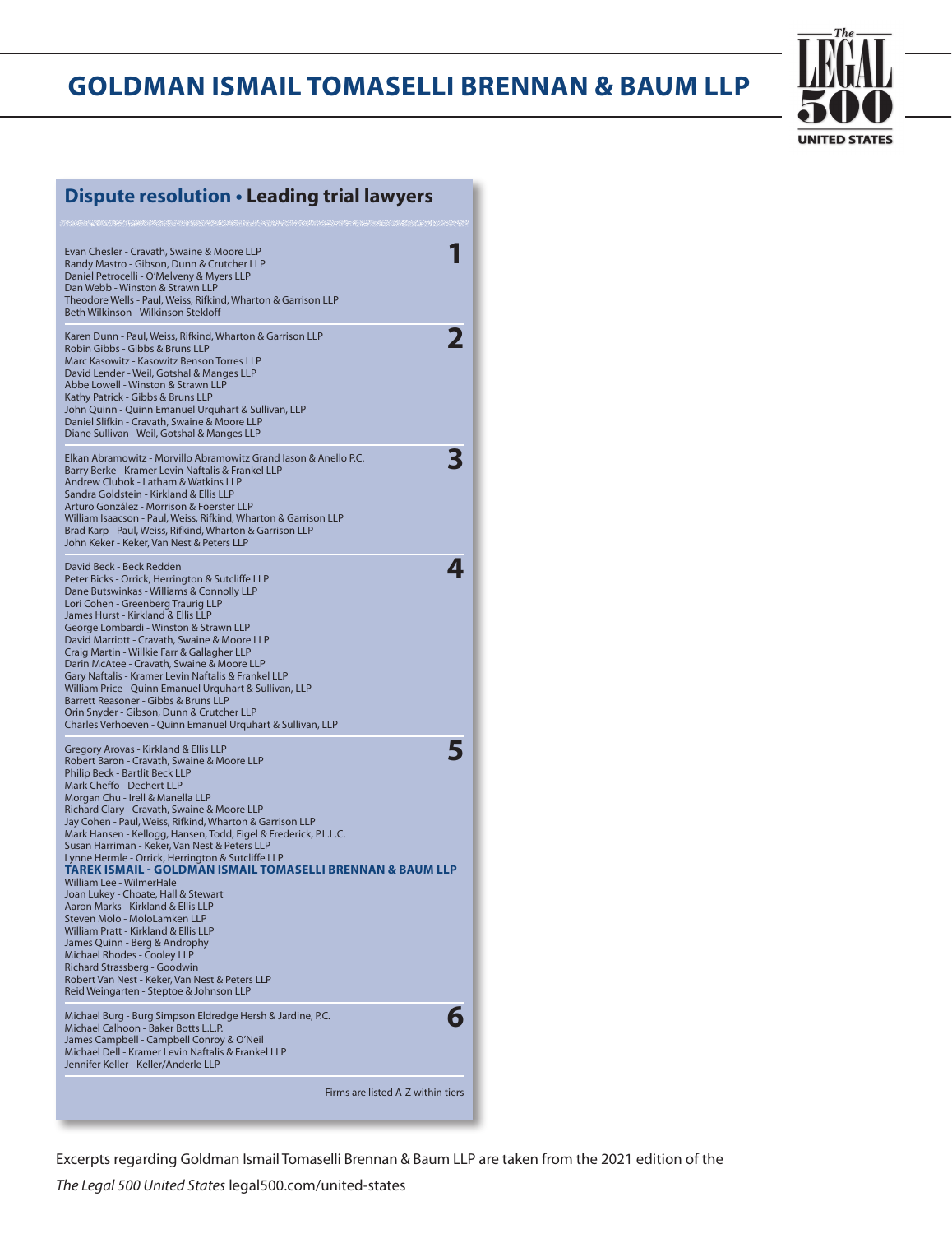# GOLDMAN ISMAIL TOMASELLI BRENNAN & BAUM LLP

## Dispute resolution • Leading trial lawyers

**1**

Evan Chesler - Cravath, Swaine & Moore LLP
Randy Mastro - Gibson, Dunn & Crutcher LLP
Daniel Petrocelli - O'Melveny & Myers LLP
Dan Webb - Winston & Strawn LLP
Theodore Wells - Paul, Weiss, Rifkind, Wharton & Garrison LLP
Beth Wilkinson - Wilkinson Stekloff

**2**

Karen Dunn - Paul, Weiss, Rifkind, Wharton & Garrison LLP
Robin Gibbs - Gibbs & Bruns LLP
Marc Kasowitz - Kasowitz Benson Torres LLP
David Lender - Weil, Gotshal & Manges LLP
Abbe Lowell - Winston & Strawn LLP
Kathy Patrick - Gibbs & Bruns LLP
John Quinn - Quinn Emanuel Urquhart & Sullivan, LLP
Daniel Slifkin - Cravath, Swaine & Moore LLP
Diane Sullivan - Weil, Gotshal & Manges LLP

**3**

Elkan Abramowitz - Morvillo Abramowitz Grand Iason & Anello P.C.
Barry Berke - Kramer Levin Naftalis & Frankel LLP
Andrew Clubok - Latham & Watkins LLP
Sandra Goldstein - Kirkland & Ellis LLP
Arturo González - Morrison & Foerster LLP
William Isaacson - Paul, Weiss, Rifkind, Wharton & Garrison LLP
Brad Karp - Paul, Weiss, Rifkind, Wharton & Garrison LLP
John Keker - Keker, Van Nest & Peters LLP

**4**

David Beck - Beck Redden
Peter Bicks - Orrick, Herrington & Sutcliffe LLP
Dane Butswinkas - Williams & Connolly LLP
Lori Cohen - Greenberg Traurig LLP
James Hurst - Kirkland & Ellis LLP
George Lombardi - Winston & Strawn LLP
David Marriott - Cravath, Swaine & Moore LLP
Craig Martin - Willkie Farr & Gallagher LLP
Darin McAtee - Cravath, Swaine & Moore LLP
Gary Naftalis - Kramer Levin Naftalis & Frankel LLP
William Price - Quinn Emanuel Urquhart & Sullivan, LLP
Barrett Reasoner - Gibbs & Bruns LLP
Orin Snyder - Gibson, Dunn & Crutcher LLP
Charles Verhoeven - Quinn Emanuel Urquhart & Sullivan, LLP

**5**

Gregory Arovas - Kirkland & Ellis LLP
Robert Baron - Cravath, Swaine & Moore LLP
Philip Beck - Bartlit Beck LLP
Mark Cheffo - Dechert LLP
Morgan Chu - Irell & Manella LLP
Richard Clary - Cravath, Swaine & Moore LLP
Jay Cohen - Paul, Weiss, Rifkind, Wharton & Garrison LLP
Mark Hansen - Kellogg, Hansen, Todd, Figel & Frederick, P.L.L.C.
Susan Harriman - Keker, Van Nest & Peters LLP
Lynne Hermle - Orrick, Herrington & Sutcliffe LLP
**TAREK ISMAIL - GOLDMAN ISMAIL TOMASELLI BRENNAN & BAUM LLP**
William Lee - WilmerHale
Joan Lukey - Choate, Hall & Stewart
Aaron Marks - Kirkland & Ellis LLP
Steven Molo - MoloLamken LLP
William Pratt - Kirkland & Ellis LLP
James Quinn - Berg & Androphy
Michael Rhodes - Cooley LLP
Richard Strassberg - Goodwin
Robert Van Nest - Keker, Van Nest & Peters LLP
Reid Weingarten - Steptoe & Johnson LLP

**6**

Michael Burg - Burg Simpson Eldredge Hersh & Jardine, P.C.
Michael Calhoon - Baker Botts L.L.P.
James Campbell - Campbell Conroy & O'Neil
Michael Dell - Kramer Levin Naftalis & Frankel LLP
Jennifer Keller - Keller/Anderle LLP

Firms are listed A-Z within tiers

Excerpts regarding Goldman Ismail Tomaselli Brennan & Baum LLP are taken from the 2021 edition of the *The Legal 500 United States* legal500.com/united-states